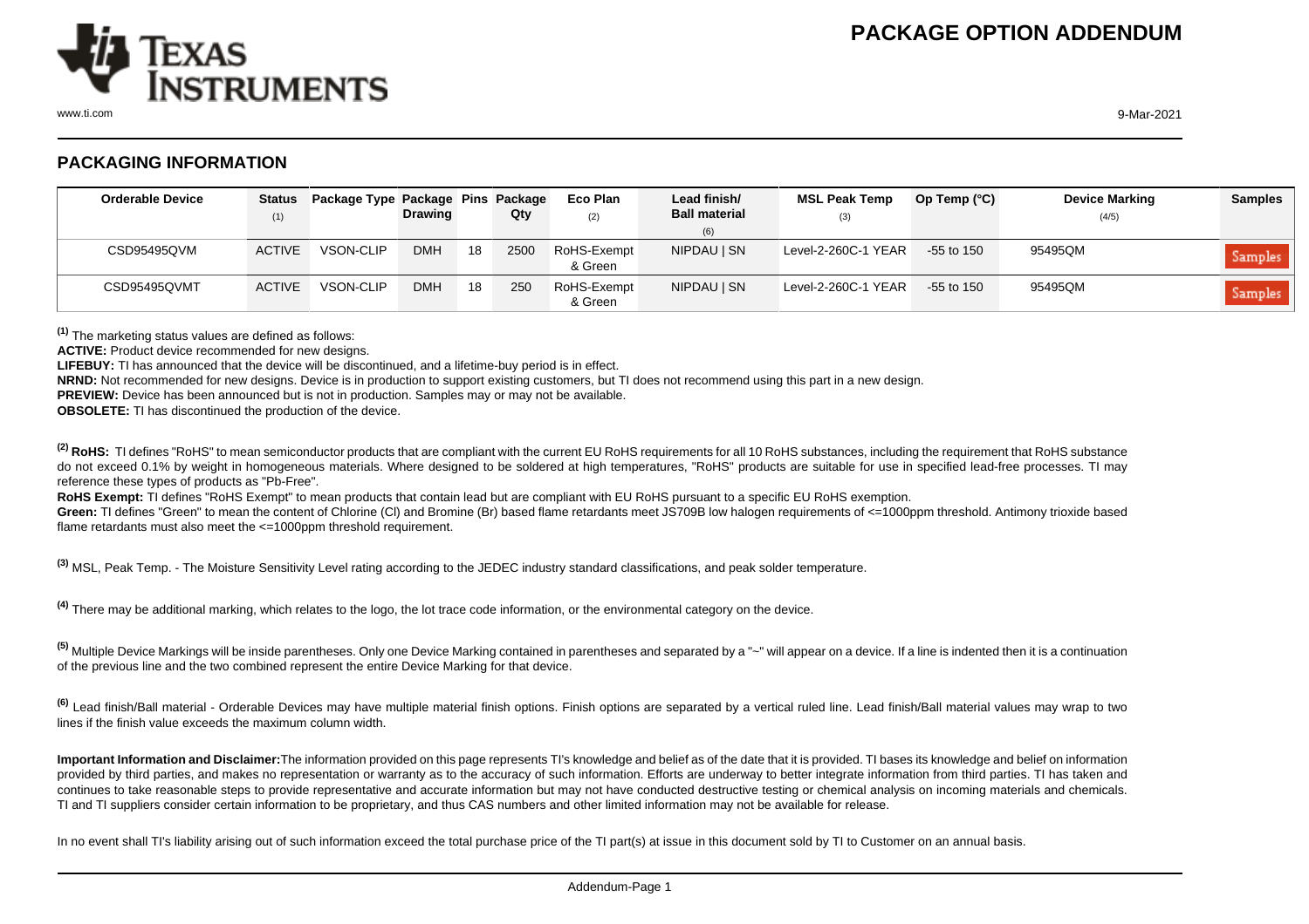# PACKAGE OPTION ADDENDUM

## PACKAGING INFORMATION

| Orderable Device | Status (1) | Package Type | Package Drawing | Pins | Package Qty | Eco Plan (2) | Lead finish/ Ball material (6) | MSL Peak Temp (3) | Op Temp (°C) | Device Marking (4/5) | Samples |
|---|---|---|---|---|---|---|---|---|---|---|---|
| CSD95495QVM | ACTIVE | VSON-CLIP | DMH | 18 | 2500 | RoHS-Exempt & Green | NIPDAU \| SN | Level-2-260C-1 YEAR | -55 to 150 | 95495QM | Samples |
| CSD95495QVMT | ACTIVE | VSON-CLIP | DMH | 18 | 250 | RoHS-Exempt & Green | NIPDAU \| SN | Level-2-260C-1 YEAR | -55 to 150 | 95495QM | Samples |

[1] The marketing status values are defined as follows:

**ACTIVE:** Product device recommended for new designs.

**LIFEBUY:** TI has announced that the device will be discontinued, and a lifetime-buy period is in effect.

**NRND:** Not recommended for new designs. Device is in production to support existing customers, but TI does not recommend using this part in a new design.

**PREVIEW:** Device has been announced but is not in production. Samples may or may not be available.

**OBSOLETE:** TI has discontinued the production of the device.

[2] **RoHS:** TI defines "RoHS" to mean semiconductor products that are compliant with the current EU RoHS requirements for all 10 RoHS substances, including the requirement that RoHS substance do not exceed 0.1% by weight in homogeneous materials. Where designed to be soldered at high temperatures, "RoHS" products are suitable for use in specified lead-free processes. TI may reference these types of products as "Pb-Free".

**RoHS Exempt:** TI defines "RoHS Exempt" to mean products that contain lead but are compliant with EU RoHS pursuant to a specific EU RoHS exemption.

**Green:** TI defines "Green" to mean the content of Chlorine (Cl) and Bromine (Br) based flame retardants meet JS709B low halogen requirements of <=1000ppm threshold. Antimony trioxide based flame retardants must also meet the <=1000ppm threshold requirement.

[3] MSL, Peak Temp. - The Moisture Sensitivity Level rating according to the JEDEC industry standard classifications, and peak solder temperature.

[4] There may be additional marking, which relates to the logo, the lot trace code information, or the environmental category on the device.

[5] Multiple Device Markings will be inside parentheses. Only one Device Marking contained in parentheses and separated by a "~" will appear on a device. If a line is indented then it is a continuation of the previous line and the two combined represent the entire Device Marking for that device.

[6] Lead finish/Ball material - Orderable Devices may have multiple material finish options. Finish options are separated by a vertical ruled line. Lead finish/Ball material values may wrap to two lines if the finish value exceeds the maximum column width.

**Important Information and Disclaimer:** The information provided on this page represents TI's knowledge and belief as of the date that it is provided. TI bases its knowledge and belief on information provided by third parties, and makes no representation or warranty as to the accuracy of such information. Efforts are underway to better integrate information from third parties. TI has taken and continues to take reasonable steps to provide representative and accurate information but may not have conducted destructive testing or chemical analysis on incoming materials and chemicals. TI and TI suppliers consider certain information to be proprietary, and thus CAS numbers and other limited information may not be available for release.

In no event shall TI's liability arising out of such information exceed the total purchase price of the TI part(s) at issue in this document sold by TI to Customer on an annual basis.